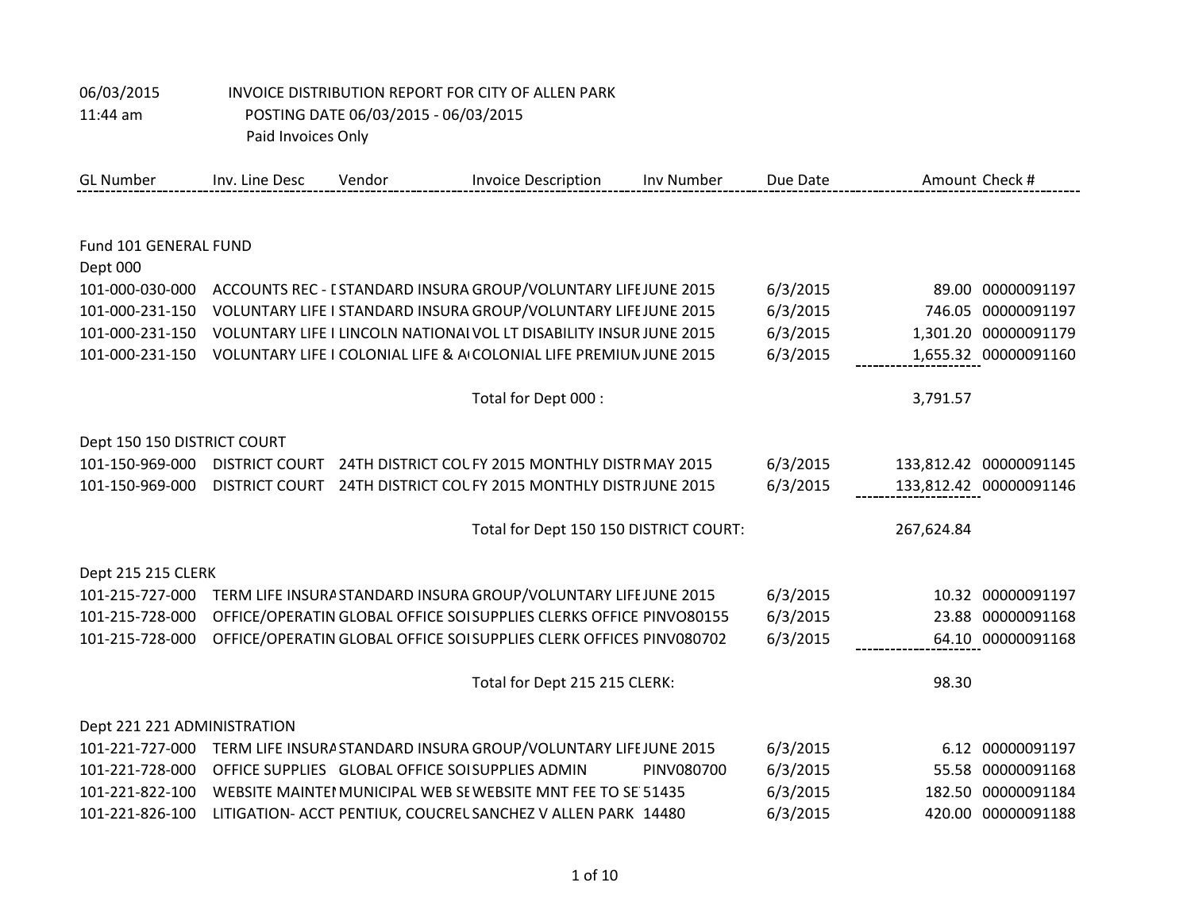06/03/2015 INVOICE DISTRIBUTION REPORT FOR CITY OF ALLEN PARK
11:44 am POSTING DATE 06/03/2015 - 06/03/2015
Paid Invoices Only

| GL Number | Inv. Line Desc | Vendor | Invoice Description | Inv Number | Due Date | Amount | Check # |
|---|---|---|---|---|---|---|---|
| **Fund 101 GENERAL FUND** | | | | | | | |
| **Dept 000** | | | | | | | |
| 101-000-030-000 | ACCOUNTS REC - [ | STANDARD INSURA | GROUP/VOLUNTARY LIFE | JUNE 2015 | 6/3/2015 | 89.00 | 00000091197 |
| 101-000-231-150 | VOLUNTARY LIFE I | STANDARD INSURA | GROUP/VOLUNTARY LIFE | JUNE 2015 | 6/3/2015 | 746.05 | 00000091197 |
| 101-000-231-150 | VOLUNTARY LIFE I | LINCOLN NATIONAL | VOL LT DISABILITY INSUR | JUNE 2015 | 6/3/2015 | 1,301.20 | 00000091179 |
| 101-000-231-150 | VOLUNTARY LIFE I | COLONIAL LIFE & A | COLONIAL LIFE PREMIUM | JUNE 2015 | 6/3/2015 | 1,655.32 | 00000091160 |
| | | | Total for Dept 000 : | | | 3,791.57 | |
| **Dept 150 150 DISTRICT COURT** | | | | | | | |
| 101-150-969-000 | DISTRICT COURT | 24TH DISTRICT COU | FY 2015 MONTHLY DISTR | MAY 2015 | 6/3/2015 | 133,812.42 | 00000091145 |
| 101-150-969-000 | DISTRICT COURT | 24TH DISTRICT COU | FY 2015 MONTHLY DISTR | JUNE 2015 | 6/3/2015 | 133,812.42 | 00000091146 |
| | | | Total for Dept 150 150 DISTRICT COURT: | | | 267,624.84 | |
| **Dept 215 215 CLERK** | | | | | | | |
| 101-215-727-000 | TERM LIFE INSURA | STANDARD INSURA | GROUP/VOLUNTARY LIFE | JUNE 2015 | 6/3/2015 | 10.32 | 00000091197 |
| 101-215-728-000 | OFFICE/OPERATIN | GLOBAL OFFICE SOI | SUPPLIES CLERKS OFFICE | PINVO80155 | 6/3/2015 | 23.88 | 00000091168 |
| 101-215-728-000 | OFFICE/OPERATIN | GLOBAL OFFICE SOI | SUPPLIES CLERK OFFICES | PINV080702 | 6/3/2015 | 64.10 | 00000091168 |
| | | | Total for Dept 215 215 CLERK: | | | 98.30 | |
| **Dept 221 221 ADMINISTRATION** | | | | | | | |
| 101-221-727-000 | TERM LIFE INSURA | STANDARD INSURA | GROUP/VOLUNTARY LIFE | JUNE 2015 | 6/3/2015 | 6.12 | 00000091197 |
| 101-221-728-000 | OFFICE SUPPLIES | GLOBAL OFFICE SOI | SUPPLIES ADMIN | PINV080700 | 6/3/2015 | 55.58 | 00000091168 |
| 101-221-822-100 | WEBSITE MAINTEI | MUNICIPAL WEB SE | WEBSITE MNT FEE TO SE | 51435 | 6/3/2015 | 182.50 | 00000091184 |
| 101-221-826-100 | LITIGATION- ACCT | PENTIUK, COUCREL | SANCHEZ V ALLEN PARK | 14480 | 6/3/2015 | 420.00 | 00000091188 |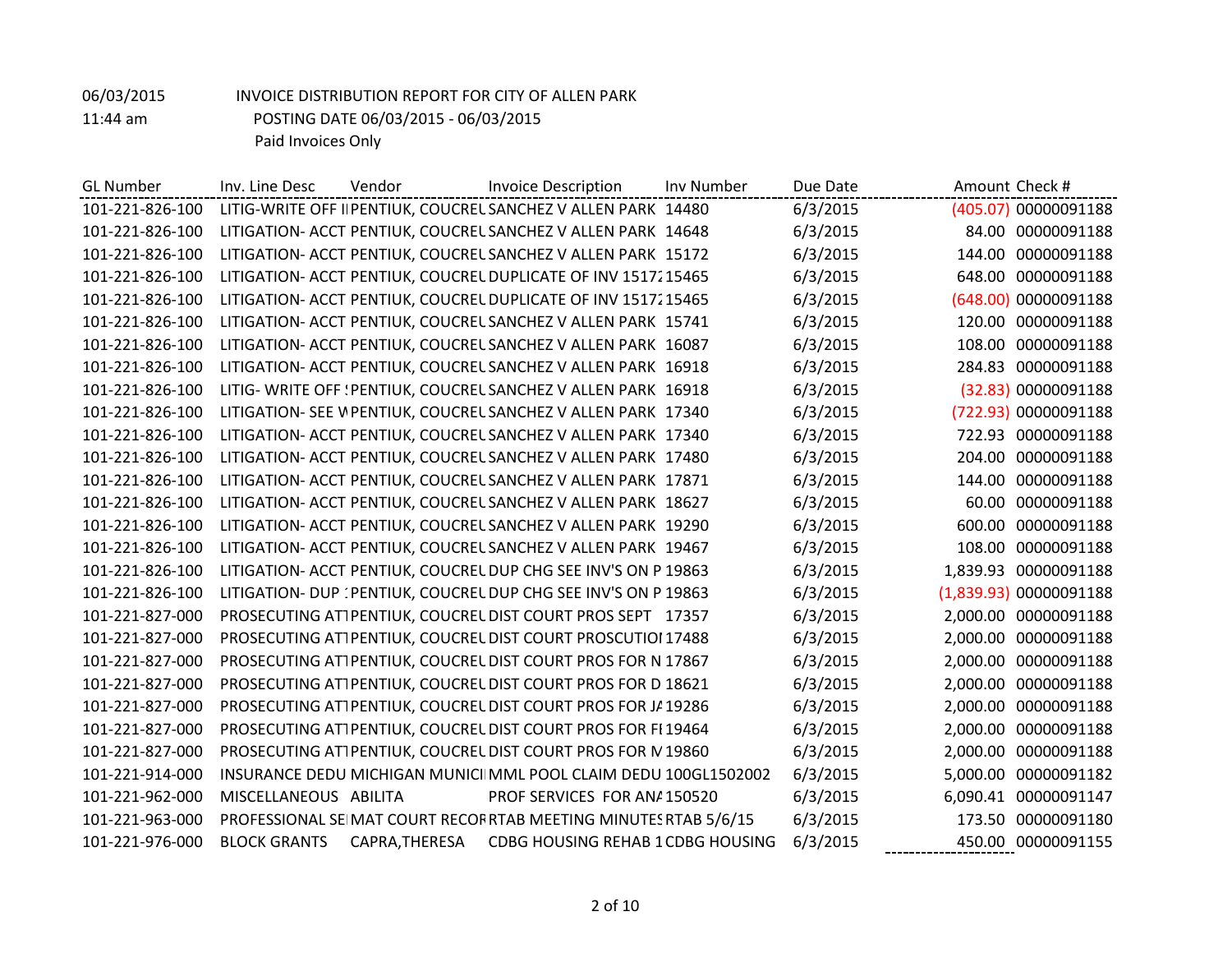06/03/2015 INVOICE DISTRIBUTION REPORT FOR CITY OF ALLEN PARK
11:44 am POSTING DATE 06/03/2015 - 06/03/2015
Paid Invoices Only

| GL Number | Inv. Line Desc | Vendor | Invoice Description | Inv Number | Due Date | Amount | Check # |
|---|---|---|---|---|---|---|---|
| 101-221-826-100 | LITIG-WRITE OFF I | PENTIUK, COUCREL | SANCHEZ V ALLEN PARK | 14480 | 6/3/2015 | (405.07) | 00000091188 |
| 101-221-826-100 | LITIGATION- ACCT | PENTIUK, COUCREL | SANCHEZ V ALLEN PARK | 14648 | 6/3/2015 | 84.00 | 00000091188 |
| 101-221-826-100 | LITIGATION- ACCT | PENTIUK, COUCREL | SANCHEZ V ALLEN PARK | 15172 | 6/3/2015 | 144.00 | 00000091188 |
| 101-221-826-100 | LITIGATION- ACCT | PENTIUK, COUCREL | DUPLICATE OF INV 1517 | 15465 | 6/3/2015 | 648.00 | 00000091188 |
| 101-221-826-100 | LITIGATION- ACCT | PENTIUK, COUCREL | DUPLICATE OF INV 1517 | 15465 | 6/3/2015 | (648.00) | 00000091188 |
| 101-221-826-100 | LITIGATION- ACCT | PENTIUK, COUCREL | SANCHEZ V ALLEN PARK | 15741 | 6/3/2015 | 120.00 | 00000091188 |
| 101-221-826-100 | LITIGATION- ACCT | PENTIUK, COUCREL | SANCHEZ V ALLEN PARK | 16087 | 6/3/2015 | 108.00 | 00000091188 |
| 101-221-826-100 | LITIGATION- ACCT | PENTIUK, COUCREL | SANCHEZ V ALLEN PARK | 16918 | 6/3/2015 | 284.83 | 00000091188 |
| 101-221-826-100 | LITIG- WRITE OFF | PENTIUK, COUCREL | SANCHEZ V ALLEN PARK | 16918 | 6/3/2015 | (32.83) | 00000091188 |
| 101-221-826-100 | LITIGATION- SEE V | PENTIUK, COUCREL | SANCHEZ V ALLEN PARK | 17340 | 6/3/2015 | (722.93) | 00000091188 |
| 101-221-826-100 | LITIGATION- ACCT | PENTIUK, COUCREL | SANCHEZ V ALLEN PARK | 17340 | 6/3/2015 | 722.93 | 00000091188 |
| 101-221-826-100 | LITIGATION- ACCT | PENTIUK, COUCREL | SANCHEZ V ALLEN PARK | 17480 | 6/3/2015 | 204.00 | 00000091188 |
| 101-221-826-100 | LITIGATION- ACCT | PENTIUK, COUCREL | SANCHEZ V ALLEN PARK | 17871 | 6/3/2015 | 144.00 | 00000091188 |
| 101-221-826-100 | LITIGATION- ACCT | PENTIUK, COUCREL | SANCHEZ V ALLEN PARK | 18627 | 6/3/2015 | 60.00 | 00000091188 |
| 101-221-826-100 | LITIGATION- ACCT | PENTIUK, COUCREL | SANCHEZ V ALLEN PARK | 19290 | 6/3/2015 | 600.00 | 00000091188 |
| 101-221-826-100 | LITIGATION- ACCT | PENTIUK, COUCREL | SANCHEZ V ALLEN PARK | 19467 | 6/3/2015 | 108.00 | 00000091188 |
| 101-221-826-100 | LITIGATION- ACCT | PENTIUK, COUCREL | DUP CHG SEE INV'S ON P | 19863 | 6/3/2015 | 1,839.93 | 00000091188 |
| 101-221-826-100 | LITIGATION- DUP | PENTIUK, COUCREL | DUP CHG SEE INV'S ON P | 19863 | 6/3/2015 | (1,839.93) | 00000091188 |
| 101-221-827-000 | PROSECUTING ATT | PENTIUK, COUCREL | DIST COURT PROS SEPT | 17357 | 6/3/2015 | 2,000.00 | 00000091188 |
| 101-221-827-000 | PROSECUTING ATT | PENTIUK, COUCREL | DIST COURT PROSCUTIOI | 17488 | 6/3/2015 | 2,000.00 | 00000091188 |
| 101-221-827-000 | PROSECUTING ATT | PENTIUK, COUCREL | DIST COURT PROS FOR N | 17867 | 6/3/2015 | 2,000.00 | 00000091188 |
| 101-221-827-000 | PROSECUTING ATT | PENTIUK, COUCREL | DIST COURT PROS FOR D | 18621 | 6/3/2015 | 2,000.00 | 00000091188 |
| 101-221-827-000 | PROSECUTING ATT | PENTIUK, COUCREL | DIST COURT PROS FOR JA | 19286 | 6/3/2015 | 2,000.00 | 00000091188 |
| 101-221-827-000 | PROSECUTING ATT | PENTIUK, COUCREL | DIST COURT PROS FOR FI | 19464 | 6/3/2015 | 2,000.00 | 00000091188 |
| 101-221-827-000 | PROSECUTING ATT | PENTIUK, COUCREL | DIST COURT PROS FOR M | 19860 | 6/3/2015 | 2,000.00 | 00000091188 |
| 101-221-914-000 | INSURANCE DEDU | MICHIGAN MUNICI | MML POOL CLAIM DEDU | 100GL1502002 | 6/3/2015 | 5,000.00 | 00000091182 |
| 101-221-962-000 | MISCELLANEOUS | ABILITA | PROF SERVICES FOR ANA | 150520 | 6/3/2015 | 6,090.41 | 00000091147 |
| 101-221-963-000 | PROFESSIONAL SE | MAT COURT RECOR | RTAB MEETING MINUTES | RTAB 5/6/15 | 6/3/2015 | 173.50 | 00000091180 |
| 101-221-976-000 | BLOCK GRANTS | CAPRA,THERESA | CDBG HOUSING REHAB 1 | CDBG HOUSING | 6/3/2015 | 450.00 | 00000091155 |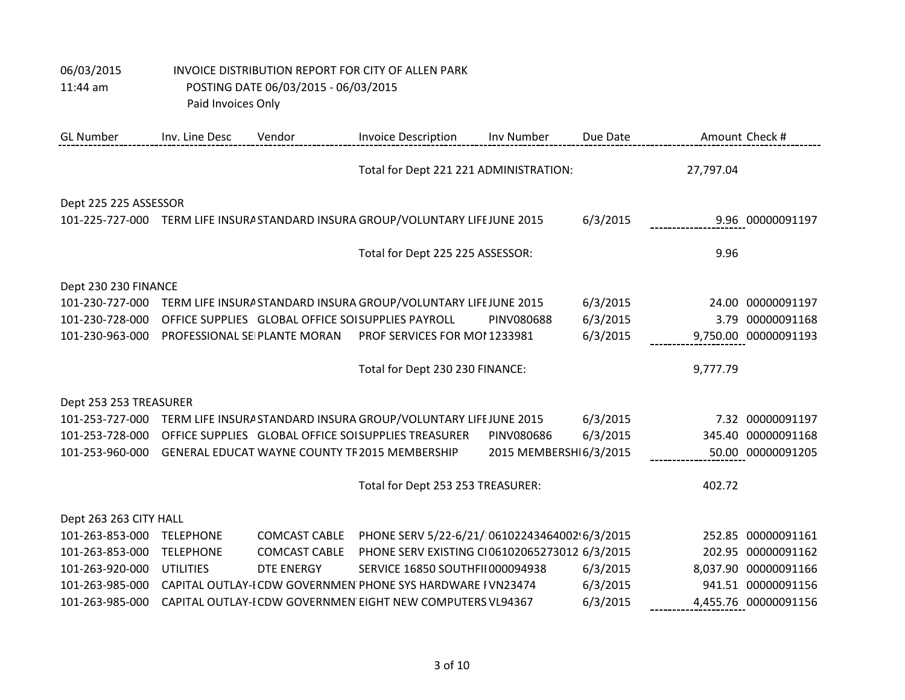06/03/2015 INVOICE DISTRIBUTION REPORT FOR CITY OF ALLEN PARK

11:44 am POSTING DATE 06/03/2015 - 06/03/2015

Paid Invoices Only

| GL Number | Inv. Line Desc | Vendor | Invoice Description | Inv Number | Due Date | Amount | Check # |
|---|---|---|---|---|---|---|---|
| | | | Total for Dept 221 221 ADMINISTRATION: | | | 27,797.04 | |
| Dept 225 225 ASSESSOR | | | | | | | |
| 101-225-727-000 | TERM LIFE INSURA | STANDARD INSURA | GROUP/VOLUNTARY LIFE | JUNE 2015 | 6/3/2015 | 9.96 | 00000091197 |
| | | | Total for Dept 225 225 ASSESSOR: | | | 9.96 | |
| Dept 230 230 FINANCE | | | | | | | |
| 101-230-727-000 | TERM LIFE INSURA | STANDARD INSURA | GROUP/VOLUNTARY LIFE | JUNE 2015 | 6/3/2015 | 24.00 | 00000091197 |
| 101-230-728-000 | OFFICE SUPPLIES | GLOBAL OFFICE SOI | SUPPLIES PAYROLL | PINV080688 | 6/3/2015 | 3.79 | 00000091168 |
| 101-230-963-000 | PROFESSIONAL SE | PLANTE MORAN | PROF SERVICES FOR MO | 1233981 | 6/3/2015 | 9,750.00 | 00000091193 |
| | | | Total for Dept 230 230 FINANCE: | | | 9,777.79 | |
| Dept 253 253 TREASURER | | | | | | | |
| 101-253-727-000 | TERM LIFE INSURA | STANDARD INSURA | GROUP/VOLUNTARY LIFE | JUNE 2015 | 6/3/2015 | 7.32 | 00000091197 |
| 101-253-728-000 | OFFICE SUPPLIES | GLOBAL OFFICE SOI | SUPPLIES TREASURER | PINV080686 | 6/3/2015 | 345.40 | 00000091168 |
| 101-253-960-000 | GENERAL EDUCAT | WAYNE COUNTY TR | 2015 MEMBERSHIP | 2015 MEMBERSHI | 6/3/2015 | 50.00 | 00000091205 |
| | | | Total for Dept 253 253 TREASURER: | | | 402.72 | |
| Dept 263 263 CITY HALL | | | | | | | |
| 101-263-853-000 | TELEPHONE | COMCAST CABLE | PHONE SERV 5/22-6/21/ | 06102243464002 | 6/3/2015 | 252.85 | 00000091161 |
| 101-263-853-000 | TELEPHONE | COMCAST CABLE | PHONE SERV EXISTING CI | 06102065273012 | 6/3/2015 | 202.95 | 00000091162 |
| 101-263-920-000 | UTILITIES | DTE ENERGY | SERVICE 16850 SOUTHFI | 000094938 | 6/3/2015 | 8,037.90 | 00000091166 |
| 101-263-985-000 | CAPITAL OUTLAY-I | CDW GOVERNMEN | PHONE SYS HARDWARE I | VN23474 | 6/3/2015 | 941.51 | 00000091156 |
| 101-263-985-000 | CAPITAL OUTLAY-I | CDW GOVERNMEN | EIGHT NEW COMPUTERS | VL94367 | 6/3/2015 | 4,455.76 | 00000091156 |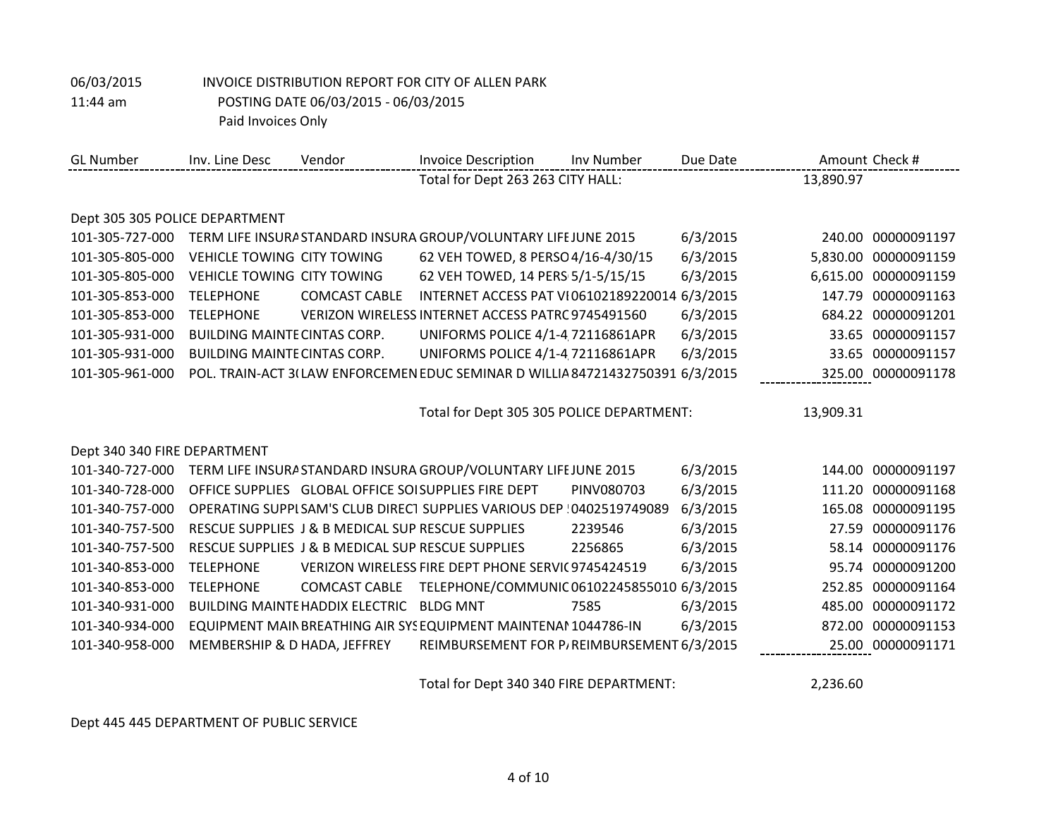06/03/2015 INVOICE DISTRIBUTION REPORT FOR CITY OF ALLEN PARK
11:44 am POSTING DATE 06/03/2015 - 06/03/2015
Paid Invoices Only

| GL Number | Inv. Line Desc | Vendor | Invoice Description | Inv Number | Due Date | Amount | Check # |
|---|---|---|---|---|---|---|---|
| | | | Total for Dept 263 263 CITY HALL: | | | 13,890.97 | |
| Dept 305 305 POLICE DEPARTMENT | | | | | | | |
| 101-305-727-000 | TERM LIFE INSURA | STANDARD INSURA | GROUP/VOLUNTARY LIFE | JUNE 2015 | 6/3/2015 | 240.00 | 00000091197 |
| 101-305-805-000 | VEHICLE TOWING | CITY TOWING | 62 VEH TOWED, 8 PERSO | 4/16-4/30/15 | 6/3/2015 | 5,830.00 | 00000091159 |
| 101-305-805-000 | VEHICLE TOWING | CITY TOWING | 62 VEH TOWED, 14 PERS | 5/1-5/15/15 | 6/3/2015 | 6,615.00 | 00000091159 |
| 101-305-853-000 | TELEPHONE | COMCAST CABLE | INTERNET ACCESS PAT VI | 06102189220014 | 6/3/2015 | 147.79 | 00000091163 |
| 101-305-853-000 | TELEPHONE | VERIZON WIRELESS | INTERNET ACCESS PATRC | 9745491560 | 6/3/2015 | 684.22 | 00000091201 |
| 101-305-931-000 | BUILDING MAINTE | CINTAS CORP. | UNIFORMS POLICE 4/1-4 | 72116861APR | 6/3/2015 | 33.65 | 00000091157 |
| 101-305-931-000 | BUILDING MAINTE | CINTAS CORP. | UNIFORMS POLICE 4/1-4 | 72116861APR | 6/3/2015 | 33.65 | 00000091157 |
| 101-305-961-000 | POL. TRAIN-ACT 3( | LAW ENFORCEMEN | EDUC SEMINAR D WILLIA | 84721432750391 | 6/3/2015 | 325.00 | 00000091178 |
| | | | Total for Dept 305 305 POLICE DEPARTMENT: | | | 13,909.31 | |
| Dept 340 340 FIRE DEPARTMENT | | | | | | | |
| 101-340-727-000 | TERM LIFE INSURA | STANDARD INSURA | GROUP/VOLUNTARY LIFE | JUNE 2015 | 6/3/2015 | 144.00 | 00000091197 |
| 101-340-728-000 | OFFICE SUPPLIES | GLOBAL OFFICE SOI | SUPPLIES FIRE DEPT | PINV080703 | 6/3/2015 | 111.20 | 00000091168 |
| 101-340-757-000 | OPERATING SUPPL | SAM'S CLUB DIRECT | SUPPLIES VARIOUS DEP | 0402519749089 | 6/3/2015 | 165.08 | 00000091195 |
| 101-340-757-500 | RESCUE SUPPLIES | J & B MEDICAL SUP | RESCUE SUPPLIES | 2239546 | 6/3/2015 | 27.59 | 00000091176 |
| 101-340-757-500 | RESCUE SUPPLIES | J & B MEDICAL SUP | RESCUE SUPPLIES | 2256865 | 6/3/2015 | 58.14 | 00000091176 |
| 101-340-853-000 | TELEPHONE | VERIZON WIRELESS | FIRE DEPT PHONE SERVIC | 9745424519 | 6/3/2015 | 95.74 | 00000091200 |
| 101-340-853-000 | TELEPHONE | COMCAST CABLE | TELEPHONE/COMMUNIC | 06102245855010 | 6/3/2015 | 252.85 | 00000091164 |
| 101-340-931-000 | BUILDING MAINTE | HADDIX ELECTRIC | BLDG MNT | 7585 | 6/3/2015 | 485.00 | 00000091172 |
| 101-340-934-000 | EQUIPMENT MAIN | BREATHING AIR SYS | EQUIPMENT MAINTENAN | 1044786-IN | 6/3/2015 | 872.00 | 00000091153 |
| 101-340-958-000 | MEMBERSHIP & D | HADA, JEFFREY | REIMBURSEMENT FOR P/ | REIMBURSEMENT | 6/3/2015 | 25.00 | 00000091171 |
| | | | Total for Dept 340 340 FIRE DEPARTMENT: | | | 2,236.60 | |

Dept 445 445 DEPARTMENT OF PUBLIC SERVICE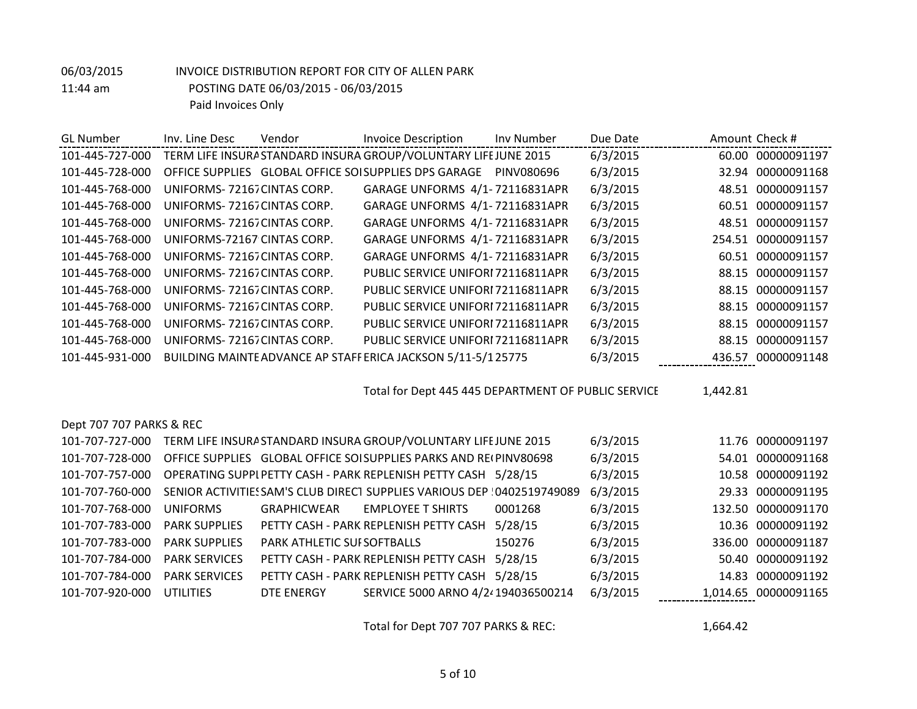06/03/2015 INVOICE DISTRIBUTION REPORT FOR CITY OF ALLEN PARK

11:44 am POSTING DATE 06/03/2015 - 06/03/2015

Paid Invoices Only

| GL Number | Inv. Line Desc | Vendor | Invoice Description | Inv Number | Due Date | Amount | Check # |
|---|---|---|---|---|---|---|---|
| 101-445-727-000 | TERM LIFE INSURA | STANDARD INSURA | GROUP/VOLUNTARY LIFE | JUNE 2015 | 6/3/2015 | 60.00 | 00000091197 |
| 101-445-728-000 | OFFICE SUPPLIES | GLOBAL OFFICE SOI | SUPPLIES DPS GARAGE | PINV080696 | 6/3/2015 | 32.94 | 00000091168 |
| 101-445-768-000 | UNIFORMS- 72167 | CINTAS CORP. | GARAGE UNFORMS 4/1- | 72116831APR | 6/3/2015 | 48.51 | 00000091157 |
| 101-445-768-000 | UNIFORMS- 72167 | CINTAS CORP. | GARAGE UNFORMS 4/1- | 72116831APR | 6/3/2015 | 60.51 | 00000091157 |
| 101-445-768-000 | UNIFORMS- 72167 | CINTAS CORP. | GARAGE UNFORMS 4/1- | 72116831APR | 6/3/2015 | 48.51 | 00000091157 |
| 101-445-768-000 | UNIFORMS-72167 | CINTAS CORP. | GARAGE UNFORMS 4/1- | 72116831APR | 6/3/2015 | 254.51 | 00000091157 |
| 101-445-768-000 | UNIFORMS- 72167 | CINTAS CORP. | GARAGE UNFORMS 4/1- | 72116831APR | 6/3/2015 | 60.51 | 00000091157 |
| 101-445-768-000 | UNIFORMS- 72167 | CINTAS CORP. | PUBLIC SERVICE UNIFORI | 72116811APR | 6/3/2015 | 88.15 | 00000091157 |
| 101-445-768-000 | UNIFORMS- 72167 | CINTAS CORP. | PUBLIC SERVICE UNIFORI | 72116811APR | 6/3/2015 | 88.15 | 00000091157 |
| 101-445-768-000 | UNIFORMS- 72167 | CINTAS CORP. | PUBLIC SERVICE UNIFORI | 72116811APR | 6/3/2015 | 88.15 | 00000091157 |
| 101-445-768-000 | UNIFORMS- 72167 | CINTAS CORP. | PUBLIC SERVICE UNIFORI | 72116811APR | 6/3/2015 | 88.15 | 00000091157 |
| 101-445-768-000 | UNIFORMS- 72167 | CINTAS CORP. | PUBLIC SERVICE UNIFORI | 72116811APR | 6/3/2015 | 88.15 | 00000091157 |
| 101-445-931-000 | BUILDING MAINTE | ADVANCE AP STAFF | ERICA JACKSON 5/11-5/1 | 25775 | 6/3/2015 | 436.57 | 00000091148 |
| | | | Total for Dept 445 445 DEPARTMENT OF PUBLIC SERVICE | | | 1,442.81 | |

Dept 707 707 PARKS & REC

| GL Number | Inv. Line Desc | Vendor | Invoice Description | Inv Number | Due Date | Amount | Check # |
|---|---|---|---|---|---|---|---|
| 101-707-727-000 | TERM LIFE INSURA | STANDARD INSURA | GROUP/VOLUNTARY LIFE | JUNE 2015 | 6/3/2015 | 11.76 | 00000091197 |
| 101-707-728-000 | OFFICE SUPPLIES | GLOBAL OFFICE SOI | SUPPLIES PARKS AND RE( | PINV80698 | 6/3/2015 | 54.01 | 00000091168 |
| 101-707-757-000 | OPERATING SUPPL | PETTY CASH - PARK | REPLENISH PETTY CASH | 5/28/15 | 6/3/2015 | 10.58 | 00000091192 |
| 101-707-760-000 | SENIOR ACTIVITIES | SAM'S CLUB DIRECT | SUPPLIES VARIOUS DEP | 0402519749089 | 6/3/2015 | 29.33 | 00000091195 |
| 101-707-768-000 | UNIFORMS | GRAPHICWEAR | EMPLOYEE T SHIRTS | 0001268 | 6/3/2015 | 132.50 | 00000091170 |
| 101-707-783-000 | PARK SUPPLIES | PETTY CASH - PARK | REPLENISH PETTY CASH | 5/28/15 | 6/3/2015 | 10.36 | 00000091192 |
| 101-707-783-000 | PARK SUPPLIES | PARK ATHLETIC SUI | SOFTBALLS | 150276 | 6/3/2015 | 336.00 | 00000091187 |
| 101-707-784-000 | PARK SERVICES | PETTY CASH - PARK | REPLENISH PETTY CASH | 5/28/15 | 6/3/2015 | 50.40 | 00000091192 |
| 101-707-784-000 | PARK SERVICES | PETTY CASH - PARK | REPLENISH PETTY CASH | 5/28/15 | 6/3/2015 | 14.83 | 00000091192 |
| 101-707-920-000 | UTILITIES | DTE ENERGY | SERVICE 5000 ARNO 4/2 | 194036500214 | 6/3/2015 | 1,014.65 | 00000091165 |
| | | | Total for Dept 707 707 PARKS & REC: | | | 1,664.42 | |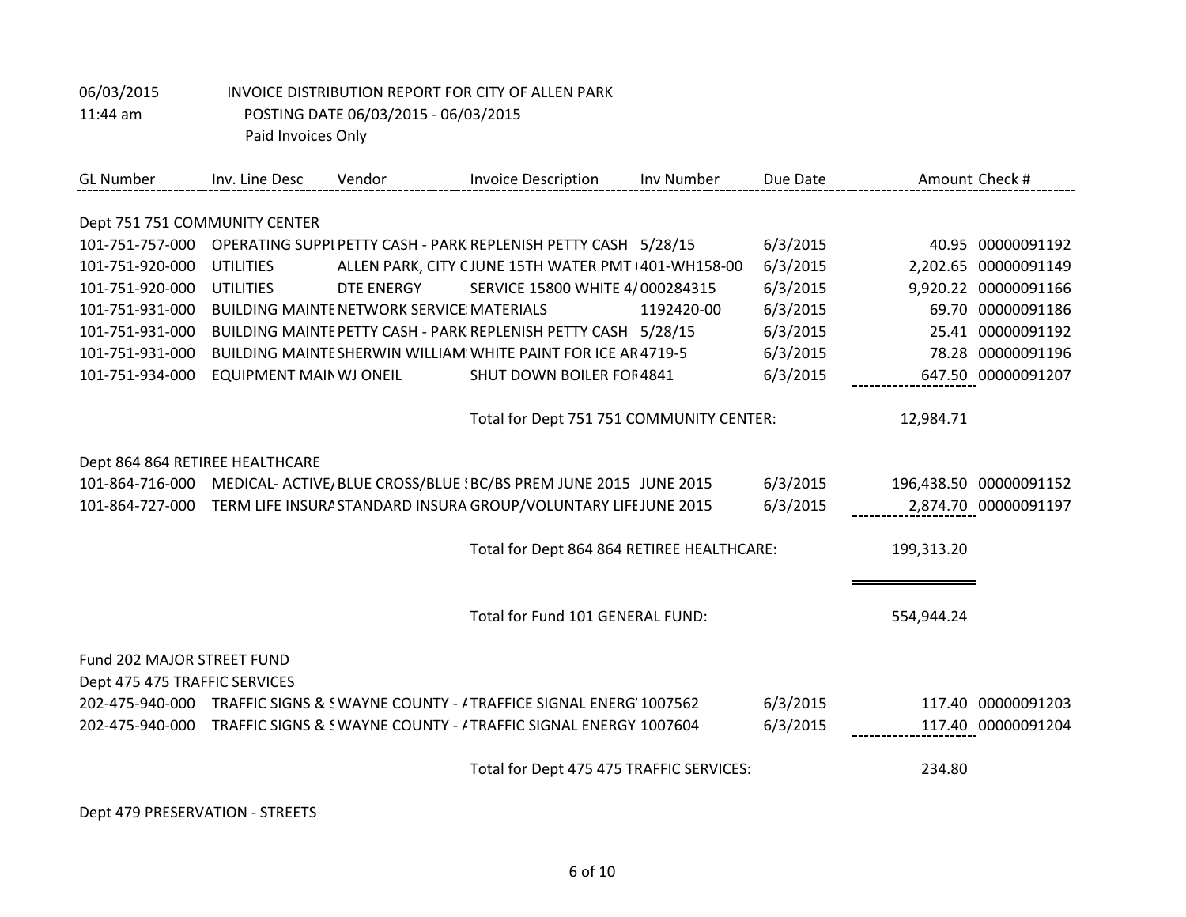06/03/2015 INVOICE DISTRIBUTION REPORT FOR CITY OF ALLEN PARK
11:44 am POSTING DATE 06/03/2015 - 06/03/2015
Paid Invoices Only

| GL Number | Inv. Line Desc | Vendor | Invoice Description | Inv Number | Due Date | Amount | Check # |
|---|---|---|---|---|---|---|---|
| Dept 751 751 COMMUNITY CENTER | | | | | | | |
| 101-751-757-000 | OPERATING SUPPL | PETTY CASH - PARK | REPLENISH PETTY CASH | 5/28/15 | 6/3/2015 | 40.95 | 00000091192 |
| 101-751-920-000 | UTILITIES | ALLEN PARK, CITY C | JUNE 15TH WATER PMT ( | 401-WH158-00 | 6/3/2015 | 2,202.65 | 00000091149 |
| 101-751-920-000 | UTILITIES | DTE ENERGY | SERVICE 15800 WHITE 4/ | 000284315 | 6/3/2015 | 9,920.22 | 00000091166 |
| 101-751-931-000 | BUILDING MAINTE | NETWORK SERVICE | MATERIALS | 1192420-00 | 6/3/2015 | 69.70 | 00000091186 |
| 101-751-931-000 | BUILDING MAINTE | PETTY CASH - PARK | REPLENISH PETTY CASH | 5/28/15 | 6/3/2015 | 25.41 | 00000091192 |
| 101-751-931-000 | BUILDING MAINTE | SHERWIN WILLIAM | WHITE PAINT FOR ICE AR | 4719-5 | 6/3/2015 | 78.28 | 00000091196 |
| 101-751-934-000 | EQUIPMENT MAIN | WJ ONEIL | SHUT DOWN BOILER FOR | 4841 | 6/3/2015 | 647.50 | 00000091207 |
| | | | Total for Dept 751 751 COMMUNITY CENTER: | | | 12,984.71 | |
| Dept 864 864 RETIREE HEALTHCARE | | | | | | | |
| 101-864-716-000 | MEDICAL- ACTIVE/ | BLUE CROSS/BLUE S | BC/BS PREM JUNE 2015 | JUNE 2015 | 6/3/2015 | 196,438.50 | 00000091152 |
| 101-864-727-000 | TERM LIFE INSURA | STANDARD INSURA | GROUP/VOLUNTARY LIFE | JUNE 2015 | 6/3/2015 | 2,874.70 | 00000091197 |
| | | | Total for Dept 864 864 RETIREE HEALTHCARE: | | | 199,313.20 | |
| | | | Total for Fund 101 GENERAL FUND: | | | 554,944.24 | |
| Fund 202 MAJOR STREET FUND | | | | | | | |
| Dept 475 475 TRAFFIC SERVICES | | | | | | | |
| 202-475-940-000 | TRAFFIC SIGNS & S | WAYNE COUNTY - A | TRAFFICE SIGNAL ENERG | 1007562 | 6/3/2015 | 117.40 | 00000091203 |
| 202-475-940-000 | TRAFFIC SIGNS & S | WAYNE COUNTY - A | TRAFFIC SIGNAL ENERGY | 1007604 | 6/3/2015 | 117.40 | 00000091204 |
| | | | Total for Dept 475 475 TRAFFIC SERVICES: | | | 234.80 | |
| Dept 479 PRESERVATION - STREETS | | | | | | | |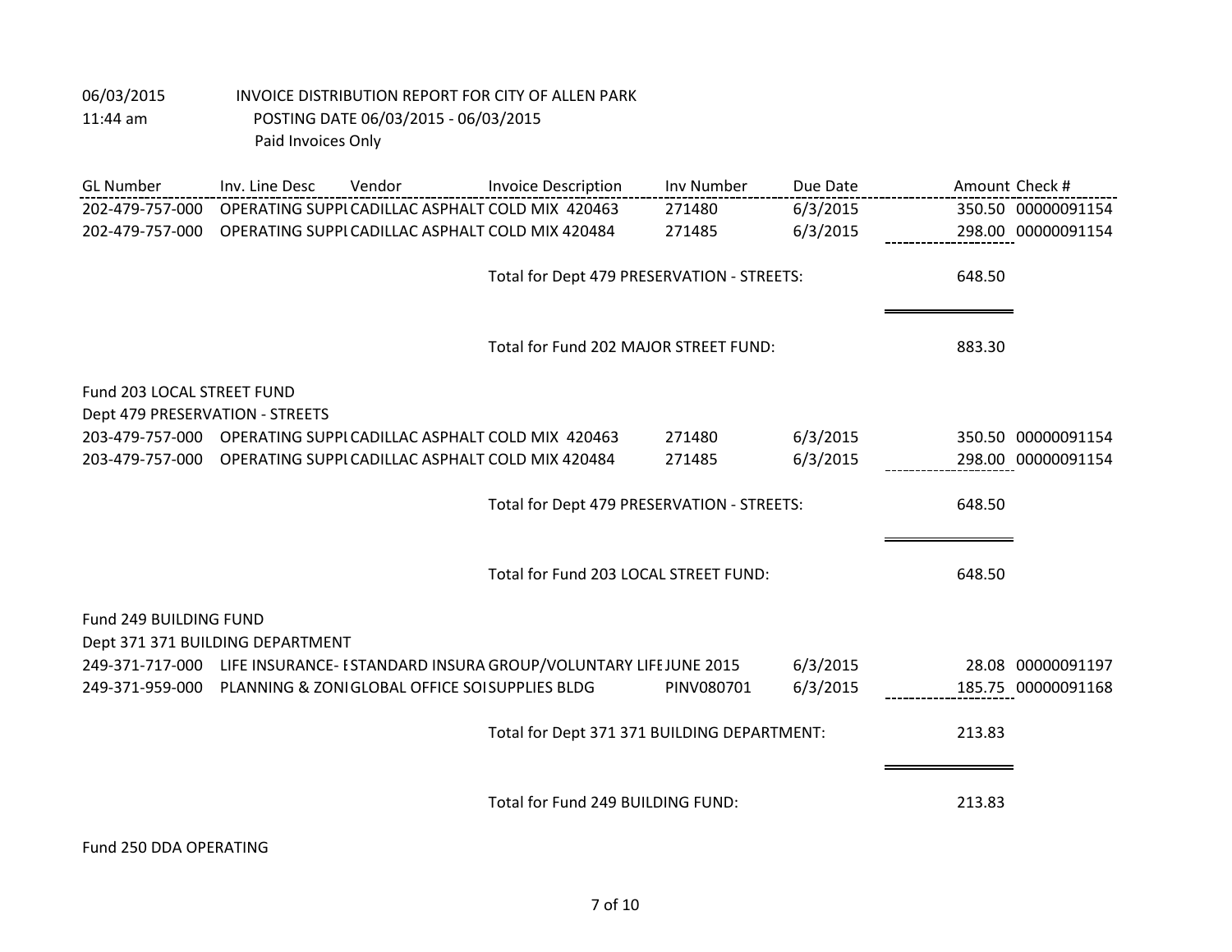06/03/2015 INVOICE DISTRIBUTION REPORT FOR CITY OF ALLEN PARK
11:44 am POSTING DATE 06/03/2015 - 06/03/2015
Paid Invoices Only

| GL Number | Inv. Line Desc | Vendor | Invoice Description | Inv Number | Due Date | Amount | Check # |
|---|---|---|---|---|---|---|---|
| 202-479-757-000 | OPERATING SUPPI | CADILLAC ASPHALT | COLD MIX 420463 | 271480 | 6/3/2015 | 350.50 | 00000091154 |
| 202-479-757-000 | OPERATING SUPPI | CADILLAC ASPHALT | COLD MIX 420484 | 271485 | 6/3/2015 | 298.00 | 00000091154 |
| | | | Total for Dept 479 PRESERVATION - STREETS: | | | 648.50 | |
| | | | Total for Fund 202 MAJOR STREET FUND: | | | 883.30 | |
| Fund 203 LOCAL STREET FUND | | | | | | | |
| Dept 479 PRESERVATION - STREETS | | | | | | | |
| 203-479-757-000 | OPERATING SUPPI | CADILLAC ASPHALT | COLD MIX 420463 | 271480 | 6/3/2015 | 350.50 | 00000091154 |
| 203-479-757-000 | OPERATING SUPPI | CADILLAC ASPHALT | COLD MIX 420484 | 271485 | 6/3/2015 | 298.00 | 00000091154 |
| | | | Total for Dept 479 PRESERVATION - STREETS: | | | 648.50 | |
| | | | Total for Fund 203 LOCAL STREET FUND: | | | 648.50 | |
| Fund 249 BUILDING FUND | | | | | | | |
| Dept 371 371 BUILDING DEPARTMENT | | | | | | | |
| 249-371-717-000 | LIFE INSURANCE- E | STANDARD INSURA | GROUP/VOLUNTARY LIFE | JUNE 2015 | 6/3/2015 | 28.08 | 00000091197 |
| 249-371-959-000 | PLANNING & ZONI | GLOBAL OFFICE SOI | SUPPLIES BLDG | PINV080701 | 6/3/2015 | 185.75 | 00000091168 |
| | | | Total for Dept 371 371 BUILDING DEPARTMENT: | | | 213.83 | |
| | | | Total for Fund 249 BUILDING FUND: | | | 213.83 | |

Fund 250 DDA OPERATING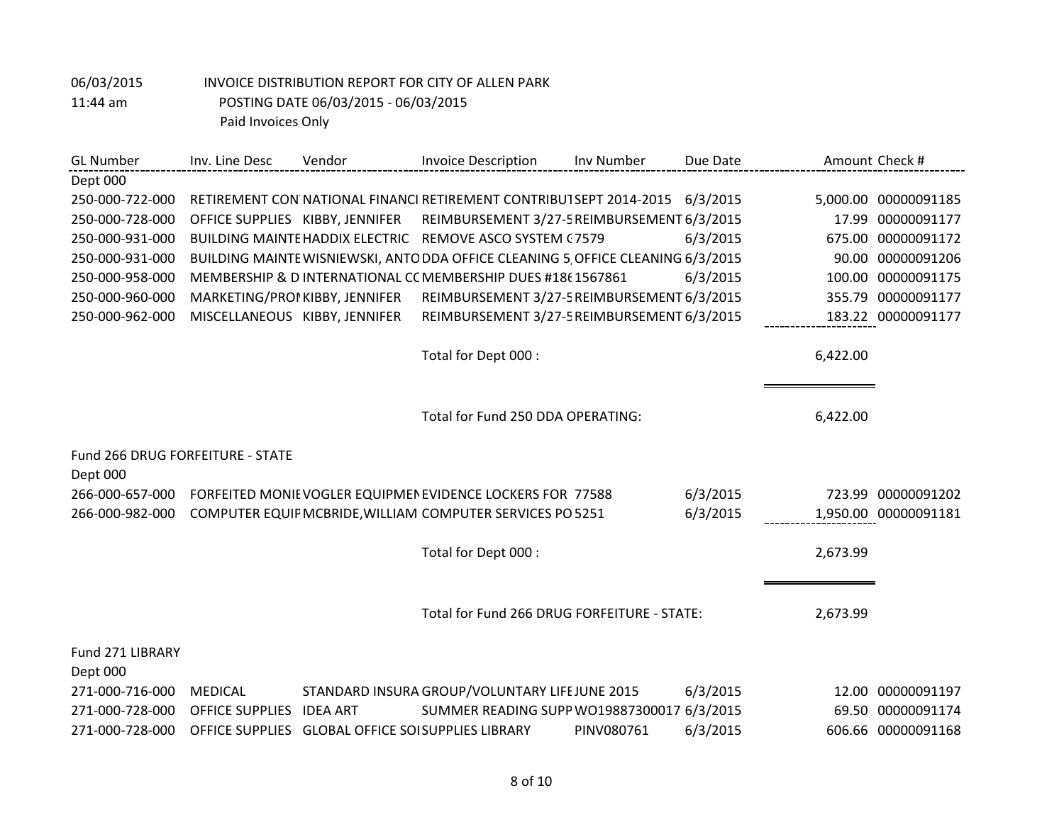06/03/2015 INVOICE DISTRIBUTION REPORT FOR CITY OF ALLEN PARK
11:44 am POSTING DATE 06/03/2015 - 06/03/2015
Paid Invoices Only

| GL Number | Inv. Line Desc | Vendor | Invoice Description | Inv Number | Due Date | Amount | Check # |
|---|---|---|---|---|---|---|---|
| Dept 000 | | | | | | | |
| 250-000-722-000 | RETIREMENT CON | NATIONAL FINANCI | RETIREMENT CONTRIBUT | SEPT 2014-2015 | 6/3/2015 | 5,000.00 | 00000091185 |
| 250-000-728-000 | OFFICE SUPPLIES | KIBBY, JENNIFER | REIMBURSEMENT 3/27-5 | REIMBURSEMENT | 6/3/2015 | 17.99 | 00000091177 |
| 250-000-931-000 | BUILDING MAINTE | HADDIX ELECTRIC | REMOVE ASCO SYSTEM ( | 7579 | 6/3/2015 | 675.00 | 00000091172 |
| 250-000-931-000 | BUILDING MAINTE | WISNIEWSKI, ANTO | DDA OFFICE CLEANING 5, | OFFICE CLEANING | 6/3/2015 | 90.00 | 00000091206 |
| 250-000-958-000 | MEMBERSHIP & D | INTERNATIONAL CC | MEMBERSHIP DUES #186 | 1567861 | 6/3/2015 | 100.00 | 00000091175 |
| 250-000-960-000 | MARKETING/PROI | KIBBY, JENNIFER | REIMBURSEMENT 3/27-5 | REIMBURSEMENT | 6/3/2015 | 355.79 | 00000091177 |
| 250-000-962-000 | MISCELLANEOUS | KIBBY, JENNIFER | REIMBURSEMENT 3/27-5 | REIMBURSEMENT | 6/3/2015 | 183.22 | 00000091177 |
| | | | Total for Dept 000 : | | | 6,422.00 | |
| | | | Total for Fund 250 DDA OPERATING: | | | 6,422.00 | |
| Fund 266 DRUG FORFEITURE - STATE | | | | | | | |
| Dept 000 | | | | | | | |
| 266-000-657-000 | FORFEITED MONIE | VOGLER EQUIPMEN | EVIDENCE LOCKERS FOR | 77588 | 6/3/2015 | 723.99 | 00000091202 |
| 266-000-982-000 | COMPUTER EQUIF | MCBRIDE,WILLIAM | COMPUTER SERVICES PO | 5251 | 6/3/2015 | 1,950.00 | 00000091181 |
| | | | Total for Dept 000 : | | | 2,673.99 | |
| | | | Total for Fund 266 DRUG FORFEITURE - STATE: | | | 2,673.99 | |
| Fund 271 LIBRARY | | | | | | | |
| Dept 000 | | | | | | | |
| 271-000-716-000 | MEDICAL | STANDARD INSURA | GROUP/VOLUNTARY LIFE | JUNE 2015 | 6/3/2015 | 12.00 | 00000091197 |
| 271-000-728-000 | OFFICE SUPPLIES | IDEA ART | SUMMER READING SUPP | WO19887300017 | 6/3/2015 | 69.50 | 00000091174 |
| 271-000-728-000 | OFFICE SUPPLIES | GLOBAL OFFICE SOI | SUPPLIES LIBRARY | PINV080761 | 6/3/2015 | 606.66 | 00000091168 |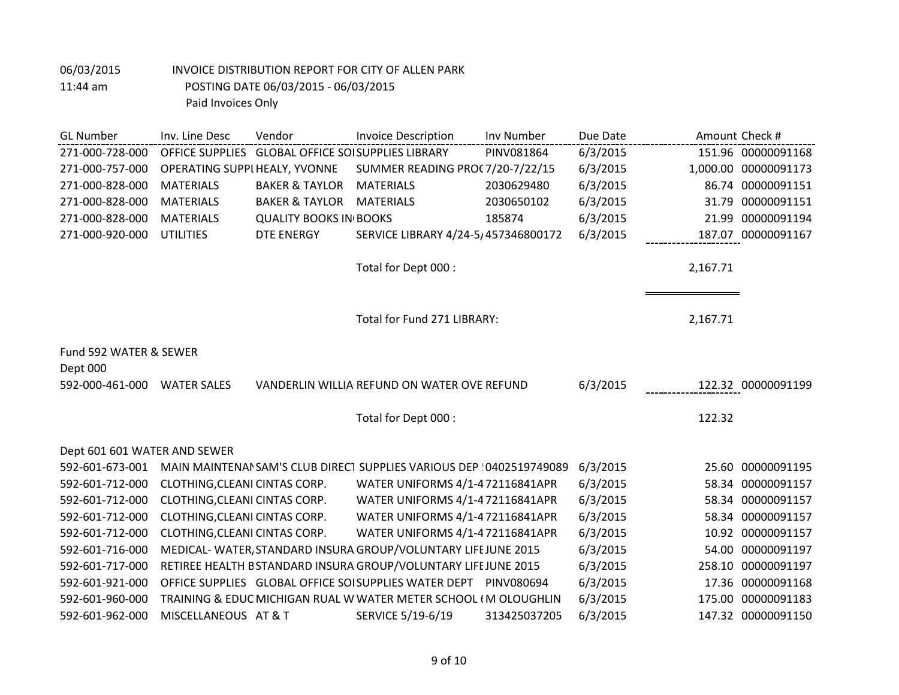06/03/2015 INVOICE DISTRIBUTION REPORT FOR CITY OF ALLEN PARK
11:44 am POSTING DATE 06/03/2015 - 06/03/2015
Paid Invoices Only

| GL Number | Inv. Line Desc | Vendor | Invoice Description | Inv Number | Due Date | Amount | Check # |
|---|---|---|---|---|---|---|---|
| 271-000-728-000 | OFFICE SUPPLIES | GLOBAL OFFICE SOI | SUPPLIES LIBRARY | PINV081864 | 6/3/2015 | 151.96 | 00000091168 |
| 271-000-757-000 | OPERATING SUPPL | HEALY, YVONNE | SUMMER READING PRO( | 7/20-7/22/15 | 6/3/2015 | 1,000.00 | 00000091173 |
| 271-000-828-000 | MATERIALS | BAKER & TAYLOR | MATERIALS | 2030629480 | 6/3/2015 | 86.74 | 00000091151 |
| 271-000-828-000 | MATERIALS | BAKER & TAYLOR | MATERIALS | 2030650102 | 6/3/2015 | 31.79 | 00000091151 |
| 271-000-828-000 | MATERIALS | QUALITY BOOKS IN | BOOKS | 185874 | 6/3/2015 | 21.99 | 00000091194 |
| 271-000-920-000 | UTILITIES | DTE ENERGY | SERVICE LIBRARY 4/24-5/ | 457346800172 | 6/3/2015 | 187.07 | 00000091167 |
| | | | Total for Dept 000 : | | | 2,167.71 | |
| | | | Total for Fund 271 LIBRARY: | | | 2,167.71 | |

Fund 592 WATER & SEWER

Dept 000

| GL Number | Inv. Line Desc | Vendor | Invoice Description | Inv Number | Due Date | Amount | Check # |
|---|---|---|---|---|---|---|---|
| 592-000-461-000 | WATER SALES | VANDERLIN WILLIA | REFUND ON WATER OVE | REFUND | 6/3/2015 | 122.32 | 00000091199 |
| | | | Total for Dept 000 : | | | 122.32 | |

Dept 601 601 WATER AND SEWER

| GL Number | Inv. Line Desc | Vendor | Invoice Description | Inv Number | Due Date | Amount | Check # |
|---|---|---|---|---|---|---|---|
| 592-601-673-001 | MAIN MAINTENAN | SAM'S CLUB DIRECT | SUPPLIES VARIOUS DEP | 0402519749089 | 6/3/2015 | 25.60 | 00000091195 |
| 592-601-712-000 | CLOTHING,CLEANI | CINTAS CORP. | WATER UNIFORMS 4/1-4 | 72116841APR | 6/3/2015 | 58.34 | 00000091157 |
| 592-601-712-000 | CLOTHING,CLEANI | CINTAS CORP. | WATER UNIFORMS 4/1-4 | 72116841APR | 6/3/2015 | 58.34 | 00000091157 |
| 592-601-712-000 | CLOTHING,CLEANI | CINTAS CORP. | WATER UNIFORMS 4/1-4 | 72116841APR | 6/3/2015 | 58.34 | 00000091157 |
| 592-601-712-000 | CLOTHING,CLEANI | CINTAS CORP. | WATER UNIFORMS 4/1-4 | 72116841APR | 6/3/2015 | 10.92 | 00000091157 |
| 592-601-716-000 | MEDICAL- WATER, | STANDARD INSURA | GROUP/VOLUNTARY LIFE | JUNE 2015 | 6/3/2015 | 54.00 | 00000091197 |
| 592-601-717-000 | RETIREE HEALTH B | STANDARD INSURA | GROUP/VOLUNTARY LIFE | JUNE 2015 | 6/3/2015 | 258.10 | 00000091197 |
| 592-601-921-000 | OFFICE SUPPLIES | GLOBAL OFFICE SOI | SUPPLIES WATER DEPT | PINV080694 | 6/3/2015 | 17.36 | 00000091168 |
| 592-601-960-000 | TRAINING & EDUC | MICHIGAN RUAL W | WATER METER SCHOOL ( | M OLOUGHLIN | 6/3/2015 | 175.00 | 00000091183 |
| 592-601-962-000 | MISCELLANEOUS | AT & T | SERVICE 5/19-6/19 | 313425037205 | 6/3/2015 | 147.32 | 00000091150 |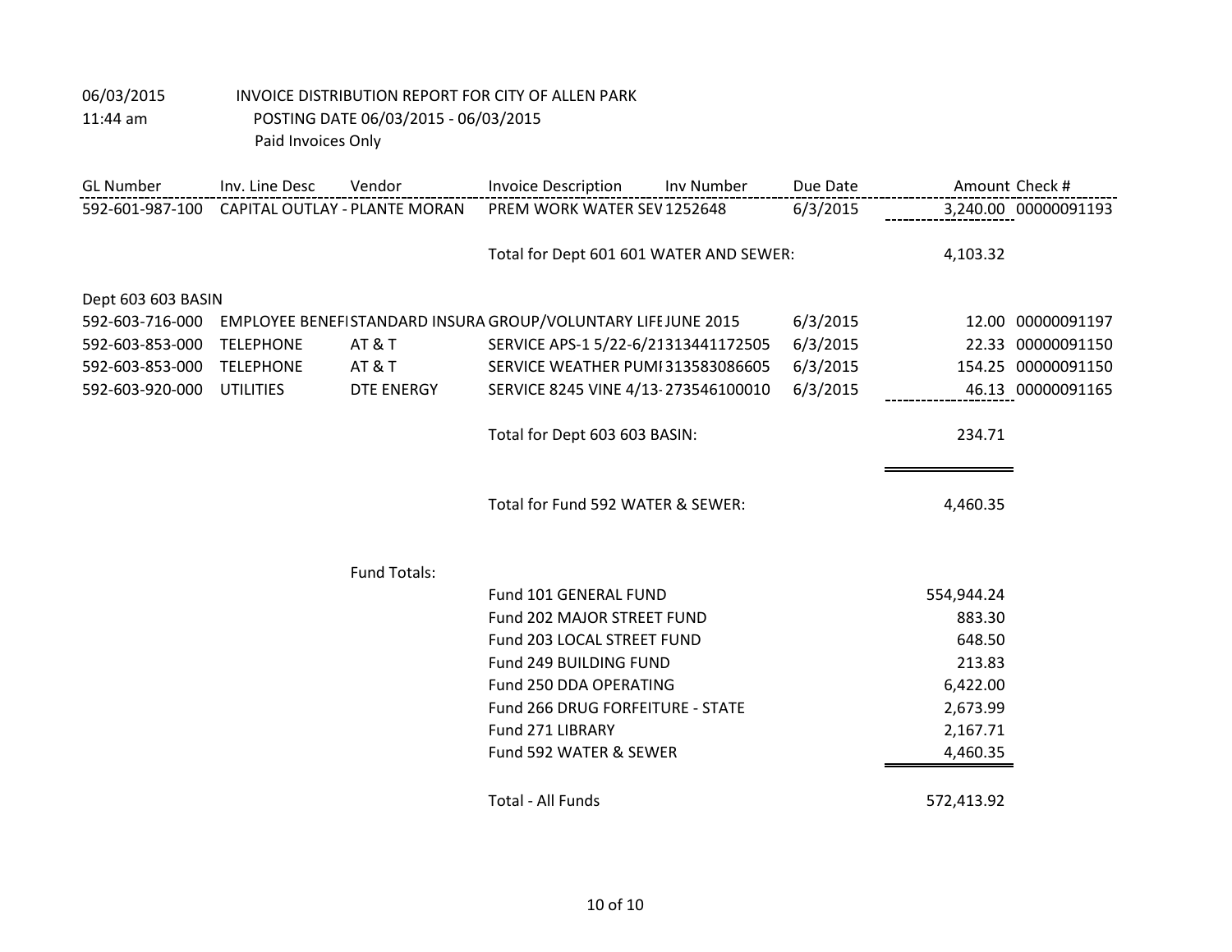06/03/2015 INVOICE DISTRIBUTION REPORT FOR CITY OF ALLEN PARK
11:44 am POSTING DATE 06/03/2015 - 06/03/2015
Paid Invoices Only

| GL Number | Inv. Line Desc | Vendor | Invoice Description | Inv Number | Due Date | Amount | Check # |
|---|---|---|---|---|---|---|---|
| 592-601-987-100 | CAPITAL OUTLAY - | PLANTE MORAN | PREM WORK WATER SEV | 1252648 | 6/3/2015 | 3,240.00 | 00000091193 |
| | | | Total for Dept 601 601 WATER AND SEWER: | | | 4,103.32 | |
| Dept 603 603 BASIN | | | | | | | |
| 592-603-716-000 | EMPLOYEE BENEFI | STANDARD INSURA | GROUP/VOLUNTARY LIFE | JUNE 2015 | 6/3/2015 | 12.00 | 00000091197 |
| 592-603-853-000 | TELEPHONE | AT & T | SERVICE APS-1 5/22-6/21 | 313441172505 | 6/3/2015 | 22.33 | 00000091150 |
| 592-603-853-000 | TELEPHONE | AT & T | SERVICE WEATHER PUMI | 313583086605 | 6/3/2015 | 154.25 | 00000091150 |
| 592-603-920-000 | UTILITIES | DTE ENERGY | SERVICE 8245 VINE 4/13- | 273546100010 | 6/3/2015 | 46.13 | 00000091165 |
| | | | Total for Dept 603 603 BASIN: | | | 234.71 | |
| | | | Total for Fund 592 WATER & SEWER: | | | 4,460.35 | |

Fund Totals:

| | |
|---|---|
| Fund 101 GENERAL FUND | 554,944.24 |
| Fund 202 MAJOR STREET FUND | 883.30 |
| Fund 203 LOCAL STREET FUND | 648.50 |
| Fund 249 BUILDING FUND | 213.83 |
| Fund 250 DDA OPERATING | 6,422.00 |
| Fund 266 DRUG FORFEITURE - STATE | 2,673.99 |
| Fund 271 LIBRARY | 2,167.71 |
| Fund 592 WATER & SEWER | 4,460.35 |
| Total - All Funds | 572,413.92 |